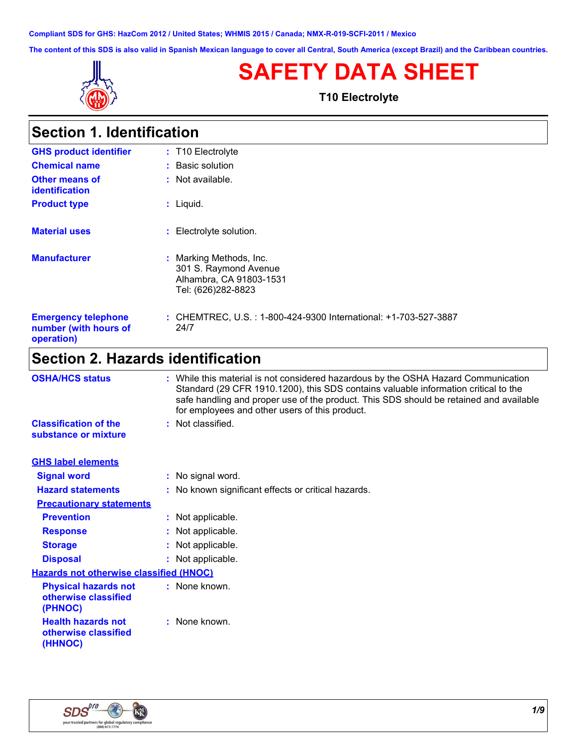Compliant SDS for GHS: HazCom 2012 / United States; WHMIS 2015 / Canada; NMX-R-019-SCFI-2011 / Mexico

The content of this SDS is also valid in Spanish Mexican language to cover all Central, South America (except Brazil) and the Caribbean countries.

# SAFETY DATA SHEET

**T10 Electrolyte**

## Section 1. Identification

| | | |
|---|---|---|
| **GHS product identifier** | : | T10 Electrolyte |
| **Chemical name** | : | Basic solution |
| **Other means of identification** | : | Not available. |
| **Product type** | : | Liquid. |
| **Material uses** | : | Electrolyte solution. |
| **Manufacturer** | : | Marking Methods, Inc.<br>301 S. Raymond Avenue<br>Alhambra, CA 91803-1531<br>Tel: (626)282-8823 |
| **Emergency telephone number (with hours of operation)** | : | CHEMTREC, U.S. : 1-800-424-9300 International: +1-703-527-3887<br>24/7 |

## Section 2. Hazards identification

| | | |
|---|---|---|
| **OSHA/HCS status** | : | While this material is not considered hazardous by the OSHA Hazard Communication Standard (29 CFR 1910.1200), this SDS contains valuable information critical to the safe handling and proper use of the product. This SDS should be retained and available for employees and other users of this product. |
| **Classification of the substance or mixture** | : | Not classified. |

**GHS label elements**

| | | |
|---|---|---|
| **Signal word** | : | No signal word. |
| **Hazard statements** | : | No known significant effects or critical hazards. |

**Precautionary statements**

| | | |
|---|---|---|
| **Prevention** | : | Not applicable. |
| **Response** | : | Not applicable. |
| **Storage** | : | Not applicable. |
| **Disposal** | : | Not applicable. |

**Hazards not otherwise classified (HNOC)**

| | | |
|---|---|---|
| **Physical hazards not otherwise classified (PHNOC)** | : | None known. |
| **Health hazards not otherwise classified (HHNOC)** | : | None known. |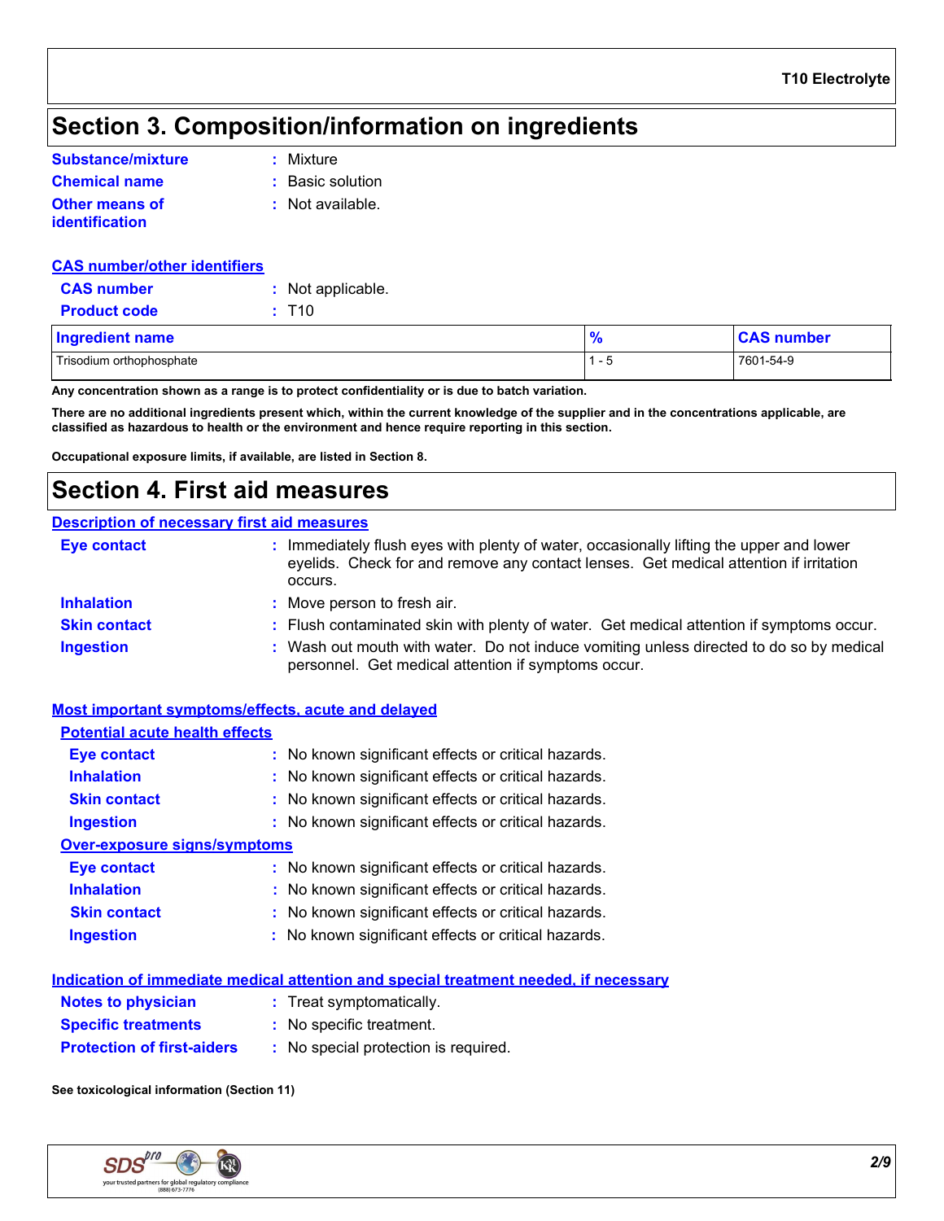# Section 3. Composition/information on ingredients

**Substance/mixture** : Mixture

**Chemical name** : Basic solution

**Other means of identification** : Not available.

### CAS number/other identifiers

**CAS number** : Not applicable.

**Product code** : T10

| Ingredient name | % | CAS number |
|---|---|---|
| Trisodium orthophosphate | 1 - 5 | 7601-54-9 |

**Any concentration shown as a range is to protect confidentiality or is due to batch variation.**

**There are no additional ingredients present which, within the current knowledge of the supplier and in the concentrations applicable, are classified as hazardous to health or the environment and hence require reporting in this section.**

**Occupational exposure limits, if available, are listed in Section 8.**

# Section 4. First aid measures

### Description of necessary first aid measures

**Eye contact** : Immediately flush eyes with plenty of water, occasionally lifting the upper and lower eyelids. Check for and remove any contact lenses. Get medical attention if irritation occurs.

**Inhalation** : Move person to fresh air.

**Skin contact** : Flush contaminated skin with plenty of water. Get medical attention if symptoms occur.

**Ingestion** : Wash out mouth with water. Do not induce vomiting unless directed to do so by medical personnel. Get medical attention if symptoms occur.

### Most important symptoms/effects, acute and delayed

#### Potential acute health effects

**Eye contact** : No known significant effects or critical hazards.

**Inhalation** : No known significant effects or critical hazards.

**Skin contact** : No known significant effects or critical hazards.

**Ingestion** : No known significant effects or critical hazards.

#### Over-exposure signs/symptoms

**Eye contact** : No known significant effects or critical hazards.

**Inhalation** : No known significant effects or critical hazards.

**Skin contact** : No known significant effects or critical hazards.

**Ingestion** : No known significant effects or critical hazards.

### Indication of immediate medical attention and special treatment needed, if necessary

**Notes to physician** : Treat symptomatically.

**Specific treatments** : No specific treatment.

**Protection of first-aiders** : No special protection is required.

**See toxicological information (Section 11)**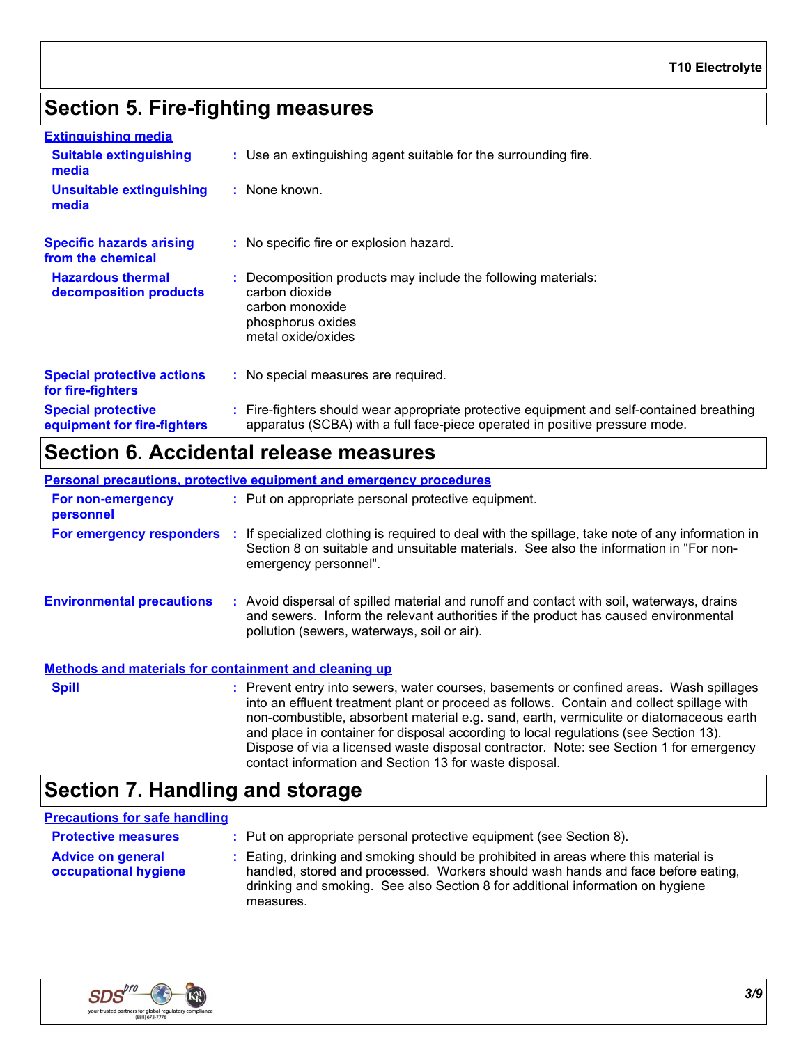## Section 5. Fire-fighting measures

**Extinguishing media**

| | |
|---|---|
| **Suitable extinguishing media** | : Use an extinguishing agent suitable for the surrounding fire. |
| **Unsuitable extinguishing media** | : None known. |

| | |
|---|---|
| **Specific hazards arising from the chemical** | : No specific fire or explosion hazard. |
| **Hazardous thermal decomposition products** | : Decomposition products may include the following materials: carbon dioxide, carbon monoxide, phosphorus oxides, metal oxide/oxides |
| **Special protective actions for fire-fighters** | : No special measures are required. |
| **Special protective equipment for fire-fighters** | : Fire-fighters should wear appropriate protective equipment and self-contained breathing apparatus (SCBA) with a full face-piece operated in positive pressure mode. |

## Section 6. Accidental release measures

**Personal precautions, protective equipment and emergency procedures**

| | |
|---|---|
| **For non-emergency personnel** | : Put on appropriate personal protective equipment. |
| **For emergency responders** | : If specialized clothing is required to deal with the spillage, take note of any information in Section 8 on suitable and unsuitable materials. See also the information in "For non-emergency personnel". |

| | |
|---|---|
| **Environmental precautions** | : Avoid dispersal of spilled material and runoff and contact with soil, waterways, drains and sewers. Inform the relevant authorities if the product has caused environmental pollution (sewers, waterways, soil or air). |

**Methods and materials for containment and cleaning up**

| | |
|---|---|
| **Spill** | : Prevent entry into sewers, water courses, basements or confined areas. Wash spillages into an effluent treatment plant or proceed as follows. Contain and collect spillage with non-combustible, absorbent material e.g. sand, earth, vermiculite or diatomaceous earth and place in container for disposal according to local regulations (see Section 13). Dispose of via a licensed waste disposal contractor. Note: see Section 1 for emergency contact information and Section 13 for waste disposal. |

## Section 7. Handling and storage

**Precautions for safe handling**

| | |
|---|---|
| **Protective measures** | : Put on appropriate personal protective equipment (see Section 8). |
| **Advice on general occupational hygiene** | : Eating, drinking and smoking should be prohibited in areas where this material is handled, stored and processed. Workers should wash hands and face before eating, drinking and smoking. See also Section 8 for additional information on hygiene measures. |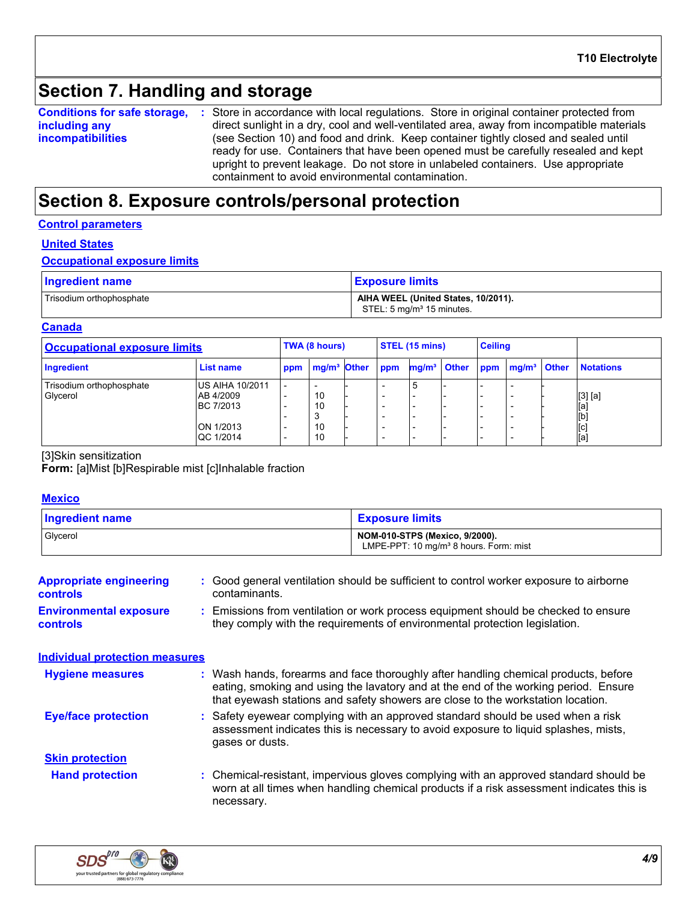# Section 7. Handling and storage

**Conditions for safe storage, including any incompatibilities** : Store in accordance with local regulations. Store in original container protected from direct sunlight in a dry, cool and well-ventilated area, away from incompatible materials (see Section 10) and food and drink. Keep container tightly closed and sealed until ready for use. Containers that have been opened must be carefully resealed and kept upright to prevent leakage. Do not store in unlabeled containers. Use appropriate containment to avoid environmental contamination.

# Section 8. Exposure controls/personal protection

## Control parameters

### United States

### Occupational exposure limits

| Ingredient name | Exposure limits |
|---|---|
| Trisodium orthophosphate | **AIHA WEEL (United States, 10/2011).** STEL: 5 mg/m³ 15 minutes. |

### Canada

| Occupational exposure limits | | TWA (8 hours) | | | STEL (15 mins) | | | Ceiling | | | |
|---|---|---|---|---|---|---|---|---|---|---|---|
| Ingredient | List name | ppm | mg/m³ | Other | ppm | mg/m³ | Other | ppm | mg/m³ | Other | Notations |
| Trisodium orthophosphate | US AIHA 10/2011 | - | - | - | - | 5 | - | - | - | - | |
| Glycerol | AB 4/2009 | - | 10 | - | - | - | - | - | - | - | [3] [a] |
| | BC 7/2013 | - | 10 | - | - | - | - | - | - | - | [a] |
| | | - | 3 | - | - | - | - | - | - | - | [b] |
| | ON 1/2013 | - | 10 | - | - | - | - | - | - | - | [c] |
| | QC 1/2014 | - | 10 | - | - | - | - | - | - | - | [a] |

[3]Skin sensitization
**Form:** [a]Mist [b]Respirable mist [c]Inhalable fraction

### Mexico

| Ingredient name | Exposure limits |
|---|---|
| Glycerol | **NOM-010-STPS (Mexico, 9/2000).** LMPE-PPT: 10 mg/m³ 8 hours. Form: mist |

**Appropriate engineering controls** : Good general ventilation should be sufficient to control worker exposure to airborne contaminants.

**Environmental exposure controls** : Emissions from ventilation or work process equipment should be checked to ensure they comply with the requirements of environmental protection legislation.

## Individual protection measures

**Hygiene measures** : Wash hands, forearms and face thoroughly after handling chemical products, before eating, smoking and using the lavatory and at the end of the working period. Ensure that eyewash stations and safety showers are close to the workstation location.

**Eye/face protection** : Safety eyewear complying with an approved standard should be used when a risk assessment indicates this is necessary to avoid exposure to liquid splashes, mists, gases or dusts.

### Skin protection

**Hand protection** : Chemical-resistant, impervious gloves complying with an approved standard should be worn at all times when handling chemical products if a risk assessment indicates this is necessary.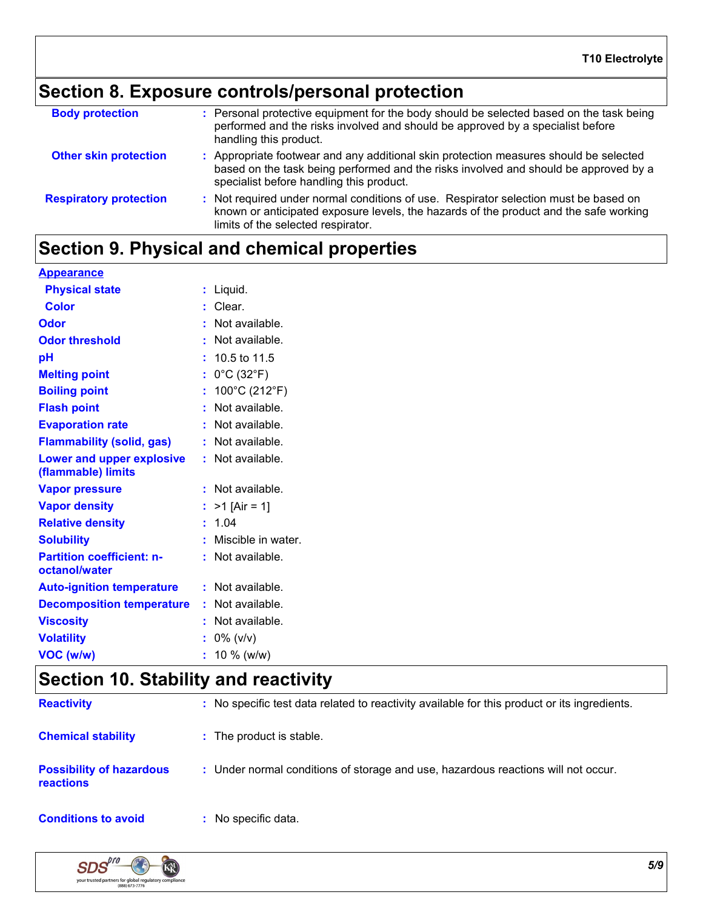## Section 8. Exposure controls/personal protection

| | |
|---|---|
| **Body protection** | : Personal protective equipment for the body should be selected based on the task being performed and the risks involved and should be approved by a specialist before handling this product. |
| **Other skin protection** | : Appropriate footwear and any additional skin protection measures should be selected based on the task being performed and the risks involved and should be approved by a specialist before handling this product. |
| **Respiratory protection** | : Not required under normal conditions of use. Respirator selection must be based on known or anticipated exposure levels, the hazards of the product and the safe working limits of the selected respirator. |

## Section 9. Physical and chemical properties

| | |
|---|---|
| **Appearance** | |
| **Physical state** | : Liquid. |
| **Color** | : Clear. |
| **Odor** | : Not available. |
| **Odor threshold** | : Not available. |
| **pH** | : 10.5 to 11.5 |
| **Melting point** | : 0°C (32°F) |
| **Boiling point** | : 100°C (212°F) |
| **Flash point** | : Not available. |
| **Evaporation rate** | : Not available. |
| **Flammability (solid, gas)** | : Not available. |
| **Lower and upper explosive (flammable) limits** | : Not available. |
| **Vapor pressure** | : Not available. |
| **Vapor density** | : >1 [Air = 1] |
| **Relative density** | : 1.04 |
| **Solubility** | : Miscible in water. |
| **Partition coefficient: n-octanol/water** | : Not available. |
| **Auto-ignition temperature** | : Not available. |
| **Decomposition temperature** | : Not available. |
| **Viscosity** | : Not available. |
| **Volatility** | : 0% (v/v) |
| **VOC (w/w)** | : 10 % (w/w) |

## Section 10. Stability and reactivity

| | |
|---|---|
| **Reactivity** | : No specific test data related to reactivity available for this product or its ingredients. |
| **Chemical stability** | : The product is stable. |
| **Possibility of hazardous reactions** | : Under normal conditions of storage and use, hazardous reactions will not occur. |
| **Conditions to avoid** | : No specific data. |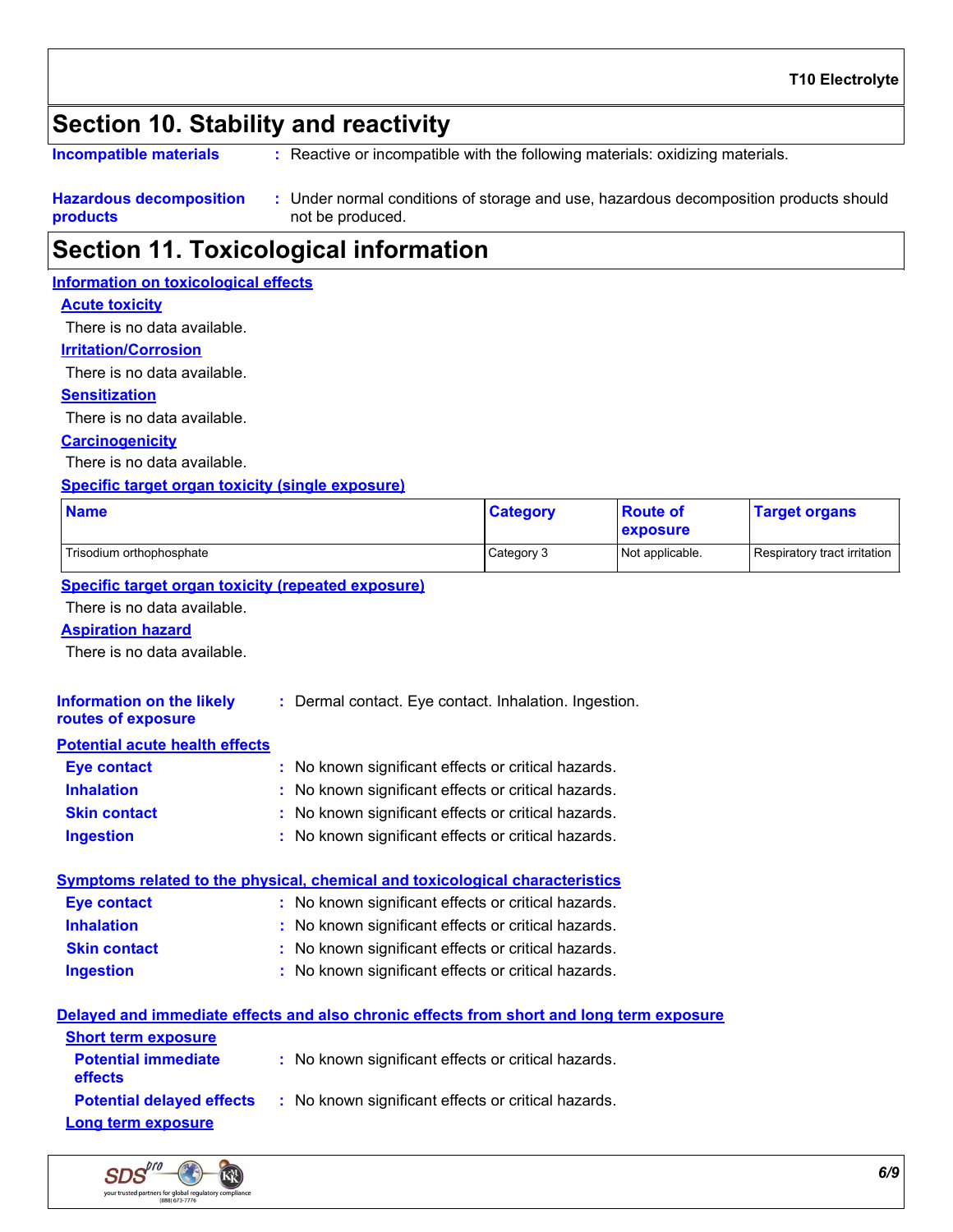## Section 10. Stability and reactivity

**Incompatible materials** : Reactive or incompatible with the following materials: oxidizing materials.

**Hazardous decomposition products** : Under normal conditions of storage and use, hazardous decomposition products should not be produced.

## Section 11. Toxicological information

### Information on toxicological effects

**Acute toxicity**

There is no data available.

**Irritation/Corrosion**

There is no data available.

**Sensitization**

There is no data available.

**Carcinogenicity**

There is no data available.

**Specific target organ toxicity (single exposure)**

| Name | Category | Route of exposure | Target organs |
|---|---|---|---|
| Trisodium orthophosphate | Category 3 | Not applicable. | Respiratory tract irritation |

**Specific target organ toxicity (repeated exposure)**

There is no data available.

**Aspiration hazard**

There is no data available.

**Information on the likely routes of exposure** : Dermal contact. Eye contact. Inhalation. Ingestion.

### Potential acute health effects

**Eye contact** : No known significant effects or critical hazards.

**Inhalation** : No known significant effects or critical hazards.

**Skin contact** : No known significant effects or critical hazards.

**Ingestion** : No known significant effects or critical hazards.

### Symptoms related to the physical, chemical and toxicological characteristics

**Eye contact** : No known significant effects or critical hazards.

**Inhalation** : No known significant effects or critical hazards.

**Skin contact** : No known significant effects or critical hazards.

**Ingestion** : No known significant effects or critical hazards.

### Delayed and immediate effects and also chronic effects from short and long term exposure

**Short term exposure**

**Potential immediate effects** : No known significant effects or critical hazards.

**Potential delayed effects** : No known significant effects or critical hazards.

**Long term exposure**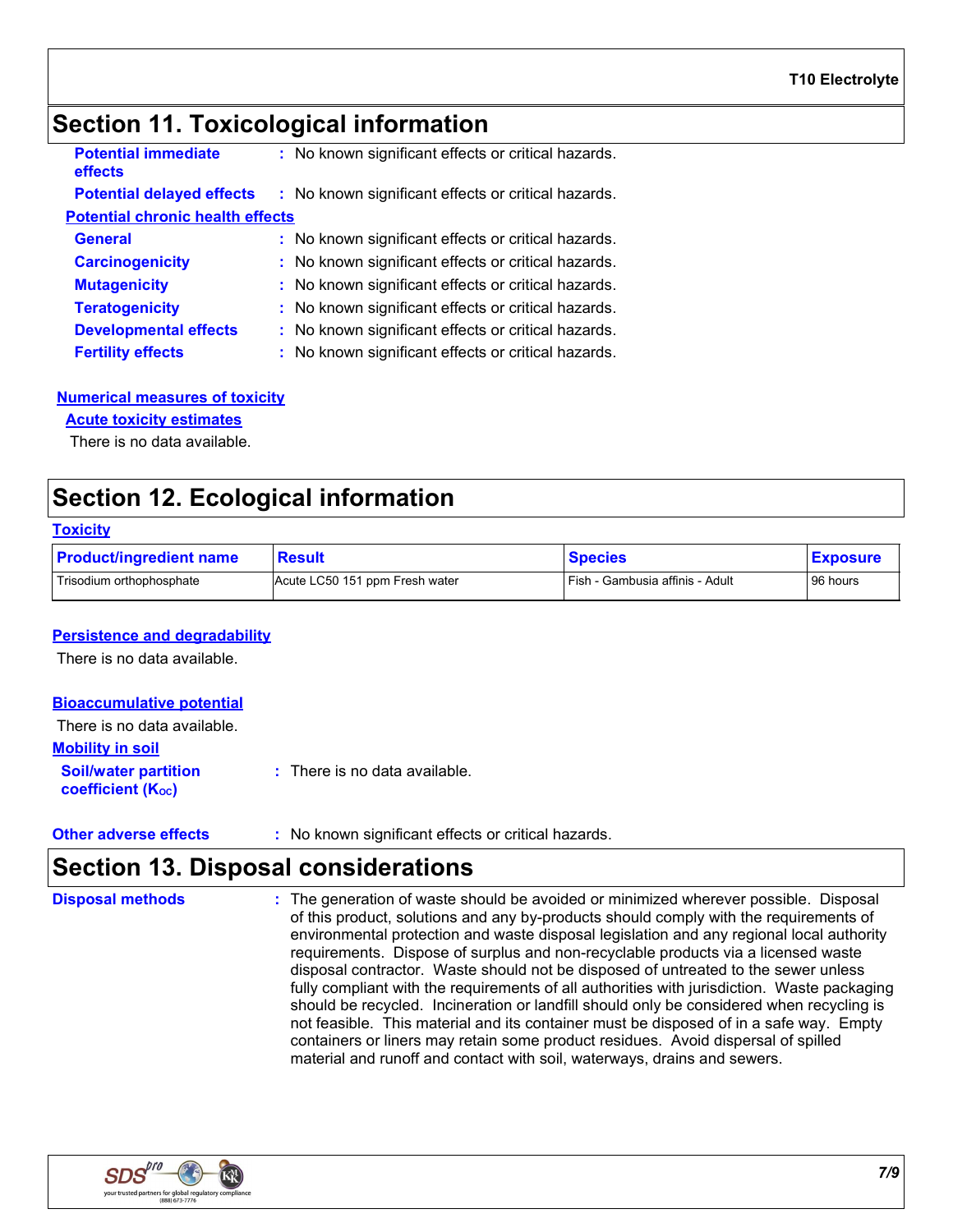## Section 11. Toxicological information

**Potential immediate effects** : No known significant effects or critical hazards.

**Potential delayed effects** : No known significant effects or critical hazards.

**Potential chronic health effects**

**General** : No known significant effects or critical hazards.

**Carcinogenicity** : No known significant effects or critical hazards.

**Mutagenicity** : No known significant effects or critical hazards.

**Teratogenicity** : No known significant effects or critical hazards.

**Developmental effects** : No known significant effects or critical hazards.

**Fertility effects** : No known significant effects or critical hazards.

**Numerical measures of toxicity**

**Acute toxicity estimates**

There is no data available.

## Section 12. Ecological information

**Toxicity**

| Product/ingredient name | Result | Species | Exposure |
| --- | --- | --- | --- |
| Trisodium orthophosphate | Acute LC50 151 ppm Fresh water | Fish - Gambusia affinis - Adult | 96 hours |

**Persistence and degradability**

There is no data available.

**Bioaccumulative potential**

There is no data available.

**Mobility in soil**

**Soil/water partition coefficient ($K_{OC}$)** : There is no data available.

**Other adverse effects** : No known significant effects or critical hazards.

## Section 13. Disposal considerations

**Disposal methods** : The generation of waste should be avoided or minimized wherever possible. Disposal of this product, solutions and any by-products should comply with the requirements of environmental protection and waste disposal legislation and any regional local authority requirements. Dispose of surplus and non-recyclable products via a licensed waste disposal contractor. Waste should not be disposed of untreated to the sewer unless fully compliant with the requirements of all authorities with jurisdiction. Waste packaging should be recycled. Incineration or landfill should only be considered when recycling is not feasible. This material and its container must be disposed of in a safe way. Empty containers or liners may retain some product residues. Avoid dispersal of spilled material and runoff and contact with soil, waterways, drains and sewers.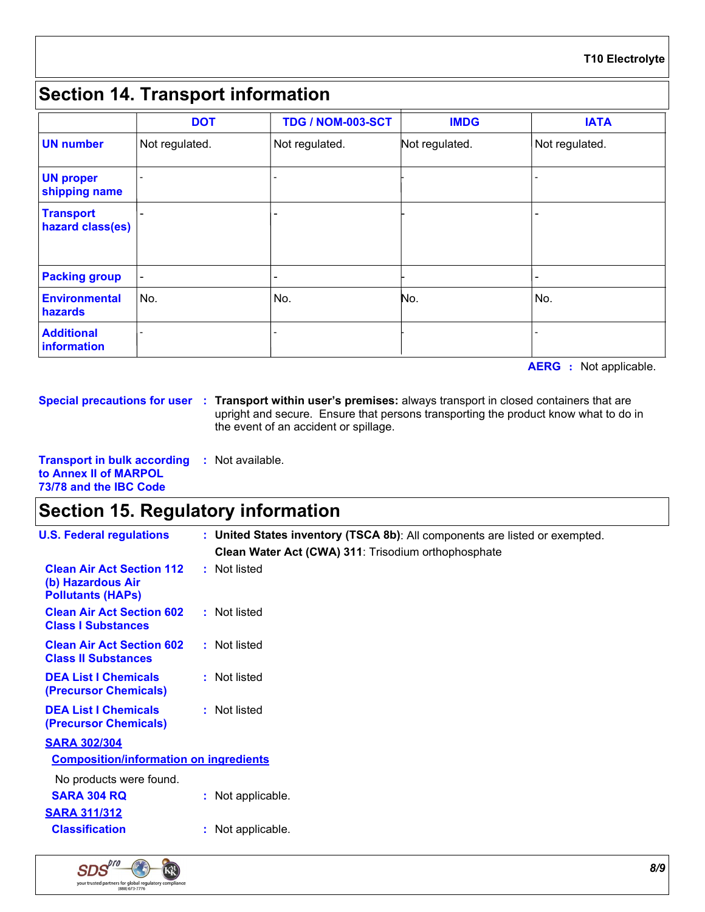## Section 14. Transport information

| | DOT | TDG / NOM-003-SCT | IMDG | IATA |
|---|---|---|---|---|
| **UN number** | Not regulated. | Not regulated. | Not regulated. | Not regulated. |
| **UN proper shipping name** | - | - | - | - |
| **Transport hazard class(es)** | - | - | - | - |
| **Packing group** | - | - | - | - |
| **Environmental hazards** | No. | No. | No. | No. |
| **Additional information** | - | - | - | - |

**AERG** : Not applicable.

**Special precautions for user** : **Transport within user's premises:** always transport in closed containers that are upright and secure. Ensure that persons transporting the product know what to do in the event of an accident or spillage.

**Transport in bulk according to Annex II of MARPOL 73/78 and the IBC Code** : Not available.

## Section 15. Regulatory information

**U.S. Federal regulations** : **United States inventory (TSCA 8b)**: All components are listed or exempted.
**Clean Water Act (CWA) 311**: Trisodium orthophosphate

**Clean Air Act Section 112 (b) Hazardous Air Pollutants (HAPs)** : Not listed

**Clean Air Act Section 602 Class I Substances** : Not listed

**Clean Air Act Section 602 Class II Substances** : Not listed

**DEA List I Chemicals (Precursor Chemicals)** : Not listed

**DEA List I Chemicals (Precursor Chemicals)** : Not listed

**SARA 302/304**

**Composition/information on ingredients**

No products were found.

**SARA 304 RQ** : Not applicable.

**SARA 311/312**

**Classification** : Not applicable.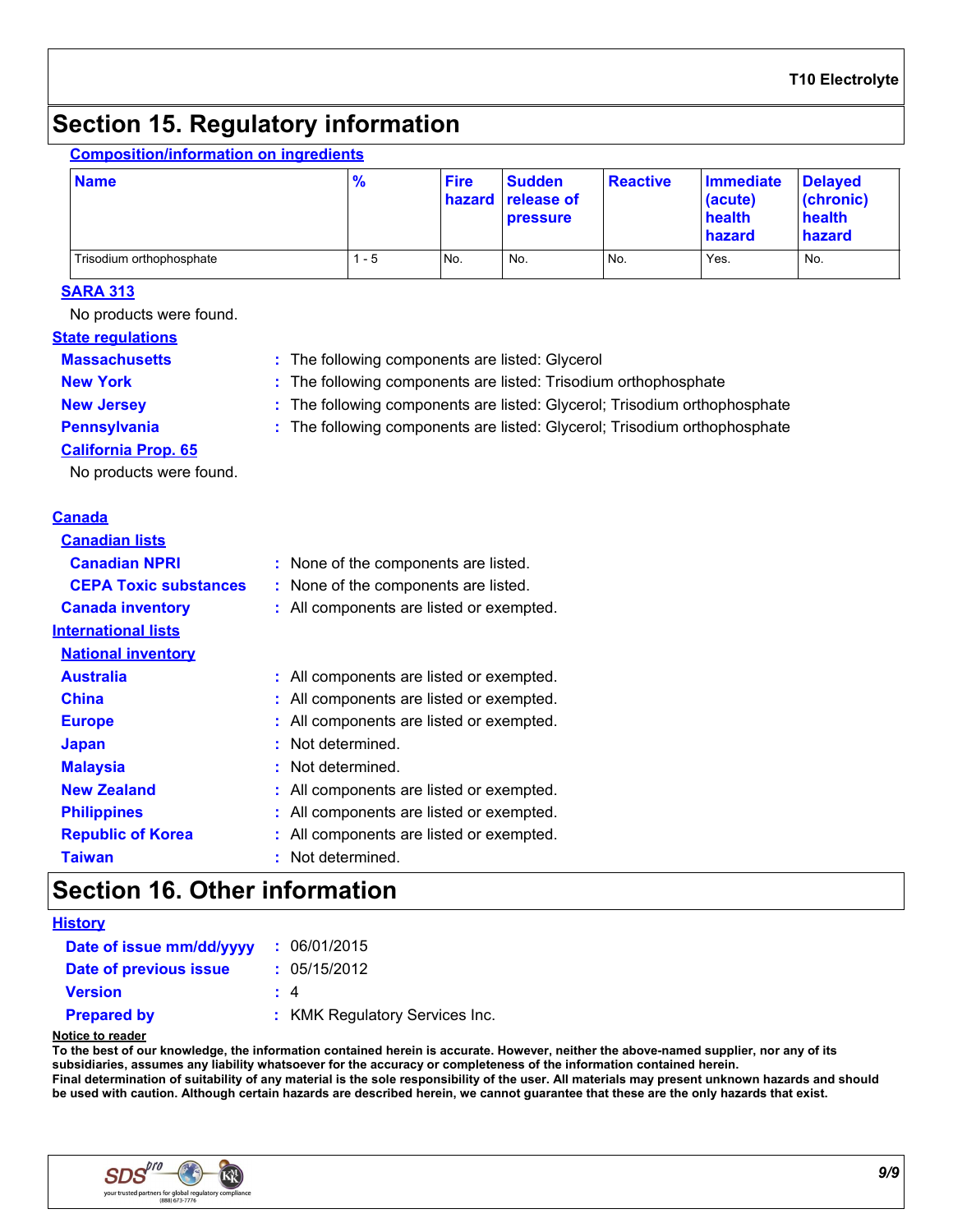# Section 15. Regulatory information

### Composition/information on ingredients

| Name | % | Fire hazard | Sudden release of pressure | Reactive | Immediate (acute) health hazard | Delayed (chronic) health hazard |
|---|---|---|---|---|---|---|
| Trisodium orthophosphate | 1 - 5 | No. | No. | No. | Yes. | No. |

### SARA 313

No products were found.

### State regulations

**Massachusetts** : The following components are listed: Glycerol

**New York** : The following components are listed: Trisodium orthophosphate

**New Jersey** : The following components are listed: Glycerol; Trisodium orthophosphate

**Pennsylvania** : The following components are listed: Glycerol; Trisodium orthophosphate

### California Prop. 65

No products were found.

### Canada

#### Canadian lists

**Canadian NPRI** : None of the components are listed.

**CEPA Toxic substances** : None of the components are listed.

**Canada inventory** : All components are listed or exempted.

### International lists

#### National inventory

**Australia** : All components are listed or exempted.

**China** : All components are listed or exempted.

**Europe** : All components are listed or exempted.

**Japan** : Not determined.

**Malaysia** : Not determined.

**New Zealand** : All components are listed or exempted.

**Philippines** : All components are listed or exempted.

**Republic of Korea** : All components are listed or exempted.

**Taiwan** : Not determined.

# Section 16. Other information

### History

**Date of issue mm/dd/yyyy** : 06/01/2015

**Date of previous issue** : 05/15/2012

**Version** : 4

**Prepared by** : KMK Regulatory Services Inc.

**Notice to reader**

**To the best of our knowledge, the information contained herein is accurate. However, neither the above-named supplier, nor any of its subsidiaries, assumes any liability whatsoever for the accuracy or completeness of the information contained herein.**
**Final determination of suitability of any material is the sole responsibility of the user. All materials may present unknown hazards and should be used with caution. Although certain hazards are described herein, we cannot guarantee that these are the only hazards that exist.**